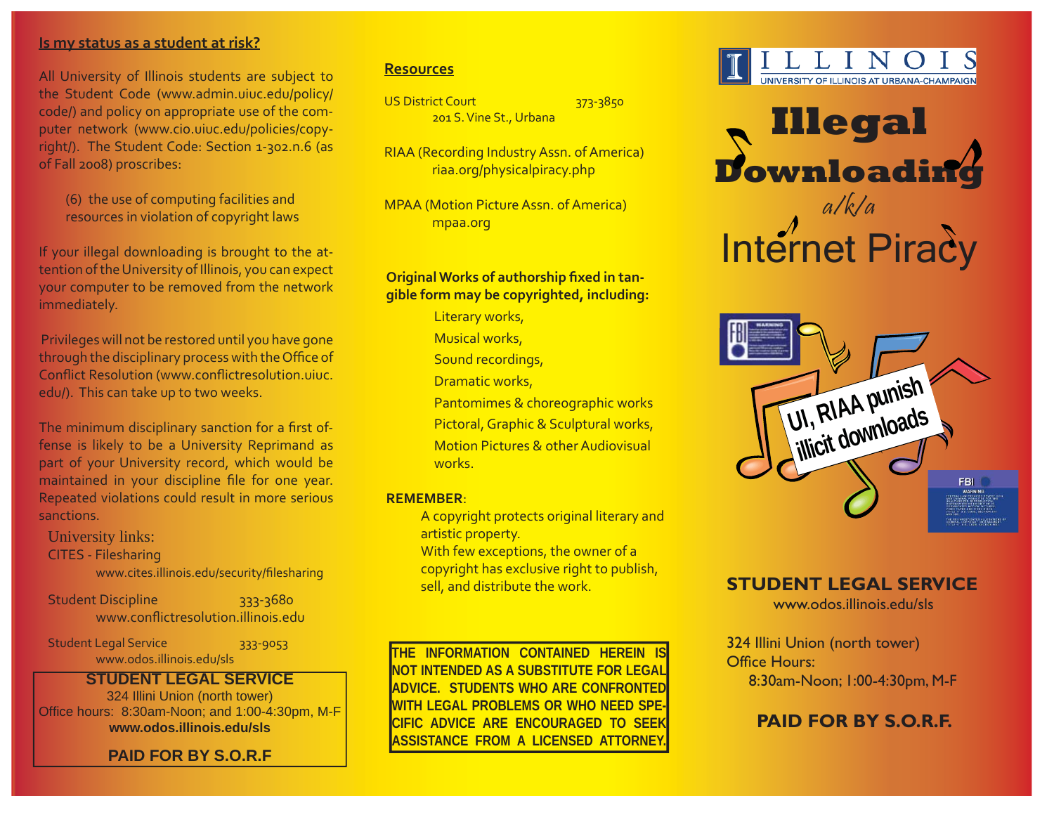## Is my status as a student at risk?

All University of Illinois students are subject to the Student Code (www.admin.uiuc.edu/policy/code/) and policy on appropriate use of the computer network (www.cio.uiuc.edu/policies/copyright/). The Student Code: Section 1-302.n.6 (as of Fall 2008) proscribes:

> (6) the use of computing facilities and resources in violation of copyright laws

If your illegal downloading is brought to the attention of the University of Illinois, you can expect your computer to be removed from the network immediately.

Privileges will not be restored until you have gone through the disciplinary process with the Office of Conflict Resolution (www.conflictresolution.uiuc.edu/). This can take up to two weeks.

The minimum disciplinary sanction for a first offense is likely to be a University Reprimand as part of your University record, which would be maintained in your discipline file for one year. Repeated violations could result in more serious sanctions.

University links:

CITES - Filesharing
www.cites.illinois.edu/security/filesharing

Student Discipline 333-3680
www.conflictresolution.illinois.edu

Student Legal Service 333-9053
www.odos.illinois.edu/sls

**STUDENT LEGAL SERVICE**
324 Illini Union (north tower)
Office hours: 8:30am-Noon; and 1:00-4:30pm, M-F
**www.odos.illinois.edu/sls**

**PAID FOR BY S.O.R.F**

## Resources

US District Court 373-3850
201 S. Vine St., Urbana

RIAA (Recording Industry Assn. of America)
riaa.org/physicalpiracy.php

MPAA (Motion Picture Assn. of America)
mpaa.org

**Original Works of authorship fixed in tangible form may be copyrighted, including:**

- Literary works,
- Musical works,
- Sound recordings,
- Dramatic works,
- Pantomimes & choreographic works
- Pictoral, Graphic & Sculptural works,
- Motion Pictures & other Audiovisual works.

**REMEMBER**:

A copyright protects original literary and artistic property.
With few exceptions, the owner of a copyright has exclusive right to publish, sell, and distribute the work.

**THE INFORMATION CONTAINED HEREIN IS NOT INTENDED AS A SUBSTITUTE FOR LEGAL ADVICE. STUDENTS WHO ARE CONFRONTED WITH LEGAL PROBLEMS OR WHO NEED SPECIFIC ADVICE ARE ENCOURAGED TO SEEK ASSISTANCE FROM A LICENSED ATTORNEY.**

ILLINOIS
UNIVERSITY OF ILLINOIS AT URBANA-CHAMPAIGN

# Illegal Downloading

*a/k/a*

# Internet Piracy

UI, RIAA punish illicit downloads

## STUDENT LEGAL SERVICE

www.odos.illinois.edu/sls

324 Illini Union (north tower)
Office Hours:
8:30am-Noon; 1:00-4:30pm, M-F

**PAID FOR BY S.O.R.F.**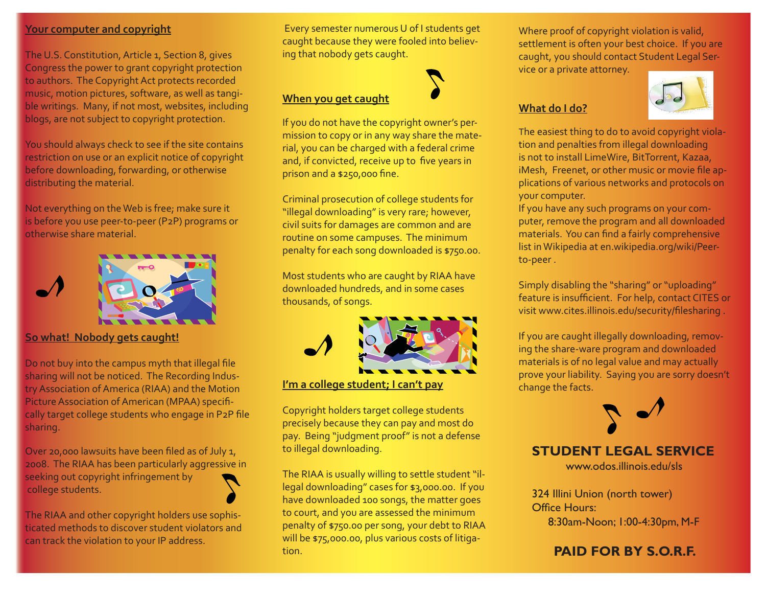## Your computer and copyright

The U.S. Constitution, Article 1, Section 8, gives Congress the power to grant copyright protection to authors. The Copyright Act protects recorded music, motion pictures, software, as well as tangible writings. Many, if not most, websites, including blogs, are not subject to copyright protection.

You should always check to see if the site contains restriction on use or an explicit notice of copyright before downloading, forwarding, or otherwise distributing the material.

Not everything on the Web is free; make sure it is before you use peer-to-peer (P2P) programs or otherwise share material.

## So what! Nobody gets caught!

Do not buy into the campus myth that illegal file sharing will not be noticed. The Recording Industry Association of America (RIAA) and the Motion Picture Association of American (MPAA) specifically target college students who engage in P2P file sharing.

Over 20,000 lawsuits have been filed as of July 1, 2008. The RIAA has been particularly aggressive in seeking out copyright infringement by college students.

The RIAA and other copyright holders use sophisticated methods to discover student violators and can track the violation to your IP address.

Every semester numerous U of I students get caught because they were fooled into believing that nobody gets caught.

## When you get caught

If you do not have the copyright owner's permission to copy or in any way share the material, you can be charged with a federal crime and, if convicted, receive up to five years in prison and a $250,000 fine.

Criminal prosecution of college students for "illegal downloading" is very rare; however, civil suits for damages are common and are routine on some campuses. The minimum penalty for each song downloaded is $750.00.

Most students who are caught by RIAA have downloaded hundreds, and in some cases thousands, of songs.

## I'm a college student; I can't pay

Copyright holders target college students precisely because they can pay and most do pay. Being "judgment proof" is not a defense to illegal downloading.

The RIAA is usually willing to settle student "illegal downloading" cases for $3,000.00. If you have downloaded 100 songs, the matter goes to court, and you are assessed the minimum penalty of $750.00 per song, your debt to RIAA will be $75,000.00, plus various costs of litigation.

Where proof of copyright violation is valid, settlement is often your best choice. If you are caught, you should contact Student Legal Service or a private attorney.

## What do I do?

The easiest thing to do to avoid copyright violation and penalties from illegal downloading is not to install LimeWire, BitTorrent, Kazaa, iMesh, Freenet, or other music or movie file applications of various networks and protocols on your computer.

If you have any such programs on your computer, remove the program and all downloaded materials. You can find a fairly comprehensive list in Wikipedia at en.wikipedia.org/wiki/Peer-to-peer .

Simply disabling the "sharing" or "uploading" feature is insufficient. For help, contact CITES or visit www.cites.illinois.edu/security/filesharing .

If you are caught illegally downloading, removing the share-ware program and downloaded materials is of no legal value and may actually prove your liability. Saying you are sorry doesn't change the facts.

## STUDENT LEGAL SERVICE

www.odos.illinois.edu/sls

324 Illini Union (north tower)
Office Hours:
8:30am-Noon; 1:00-4:30pm, M-F

**PAID FOR BY S.O.R.F.**